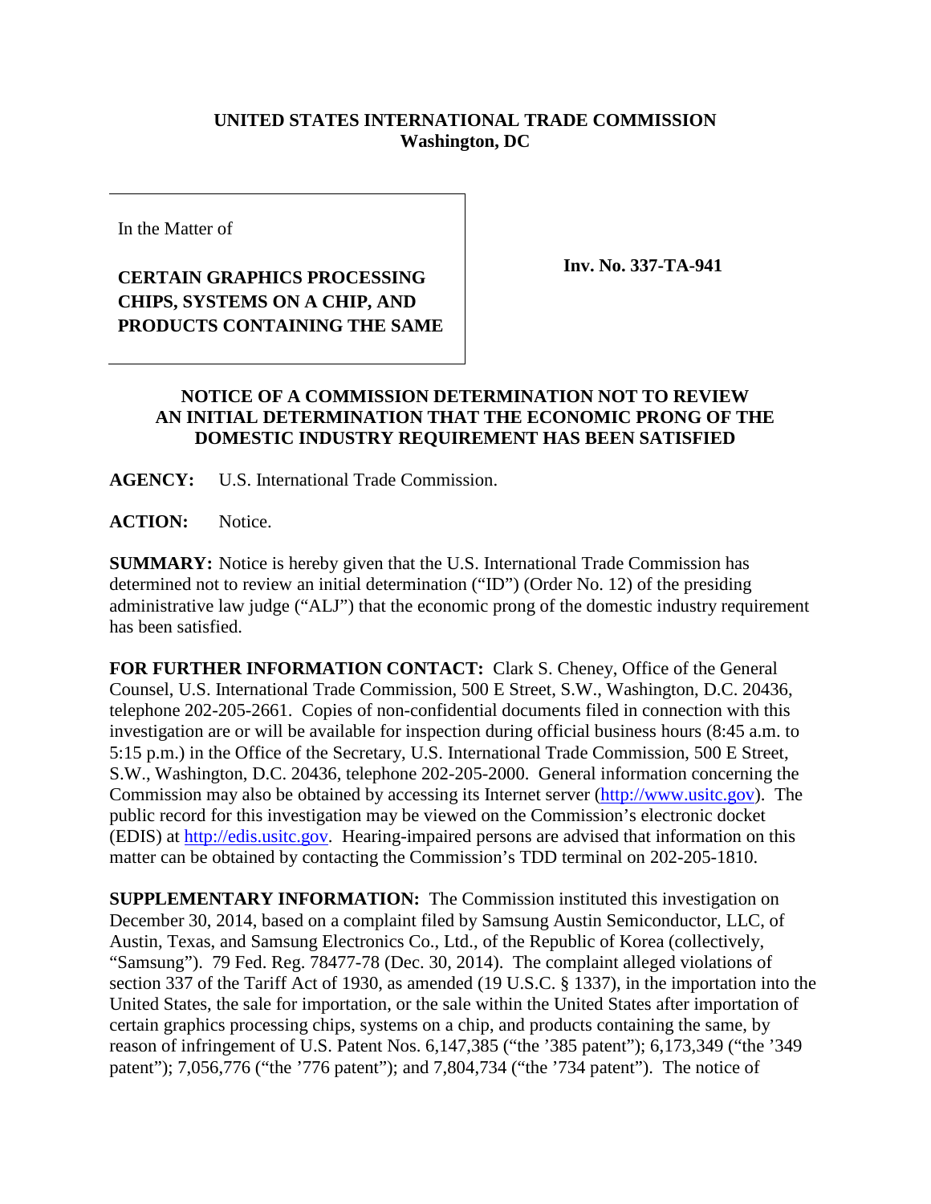**UNITED STATES INTERNATIONAL TRADE COMMISSION**
**Washington, DC**

In the Matter of

**CERTAIN GRAPHICS PROCESSING CHIPS, SYSTEMS ON A CHIP, AND PRODUCTS CONTAINING THE SAME**

**Inv. No. 337-TA-941**

**NOTICE OF A COMMISSION DETERMINATION NOT TO REVIEW AN INITIAL DETERMINATION THAT THE ECONOMIC PRONG OF THE DOMESTIC INDUSTRY REQUIREMENT HAS BEEN SATISFIED**

**AGENCY:** U.S. International Trade Commission.

**ACTION:** Notice.

**SUMMARY:** Notice is hereby given that the U.S. International Trade Commission has determined not to review an initial determination ("ID") (Order No. 12) of the presiding administrative law judge ("ALJ") that the economic prong of the domestic industry requirement has been satisfied.

**FOR FURTHER INFORMATION CONTACT:** Clark S. Cheney, Office of the General Counsel, U.S. International Trade Commission, 500 E Street, S.W., Washington, D.C. 20436, telephone 202-205-2661. Copies of non-confidential documents filed in connection with this investigation are or will be available for inspection during official business hours (8:45 a.m. to 5:15 p.m.) in the Office of the Secretary, U.S. International Trade Commission, 500 E Street, S.W., Washington, D.C. 20436, telephone 202-205-2000. General information concerning the Commission may also be obtained by accessing its Internet server (http://www.usitc.gov). The public record for this investigation may be viewed on the Commission's electronic docket (EDIS) at http://edis.usitc.gov. Hearing-impaired persons are advised that information on this matter can be obtained by contacting the Commission's TDD terminal on 202-205-1810.

**SUPPLEMENTARY INFORMATION:** The Commission instituted this investigation on December 30, 2014, based on a complaint filed by Samsung Austin Semiconductor, LLC, of Austin, Texas, and Samsung Electronics Co., Ltd., of the Republic of Korea (collectively, "Samsung"). 79 Fed. Reg. 78477-78 (Dec. 30, 2014). The complaint alleged violations of section 337 of the Tariff Act of 1930, as amended (19 U.S.C. § 1337), in the importation into the United States, the sale for importation, or the sale within the United States after importation of certain graphics processing chips, systems on a chip, and products containing the same, by reason of infringement of U.S. Patent Nos. 6,147,385 ("the '385 patent"); 6,173,349 ("the '349 patent"); 7,056,776 ("the '776 patent"); and 7,804,734 ("the '734 patent"). The notice of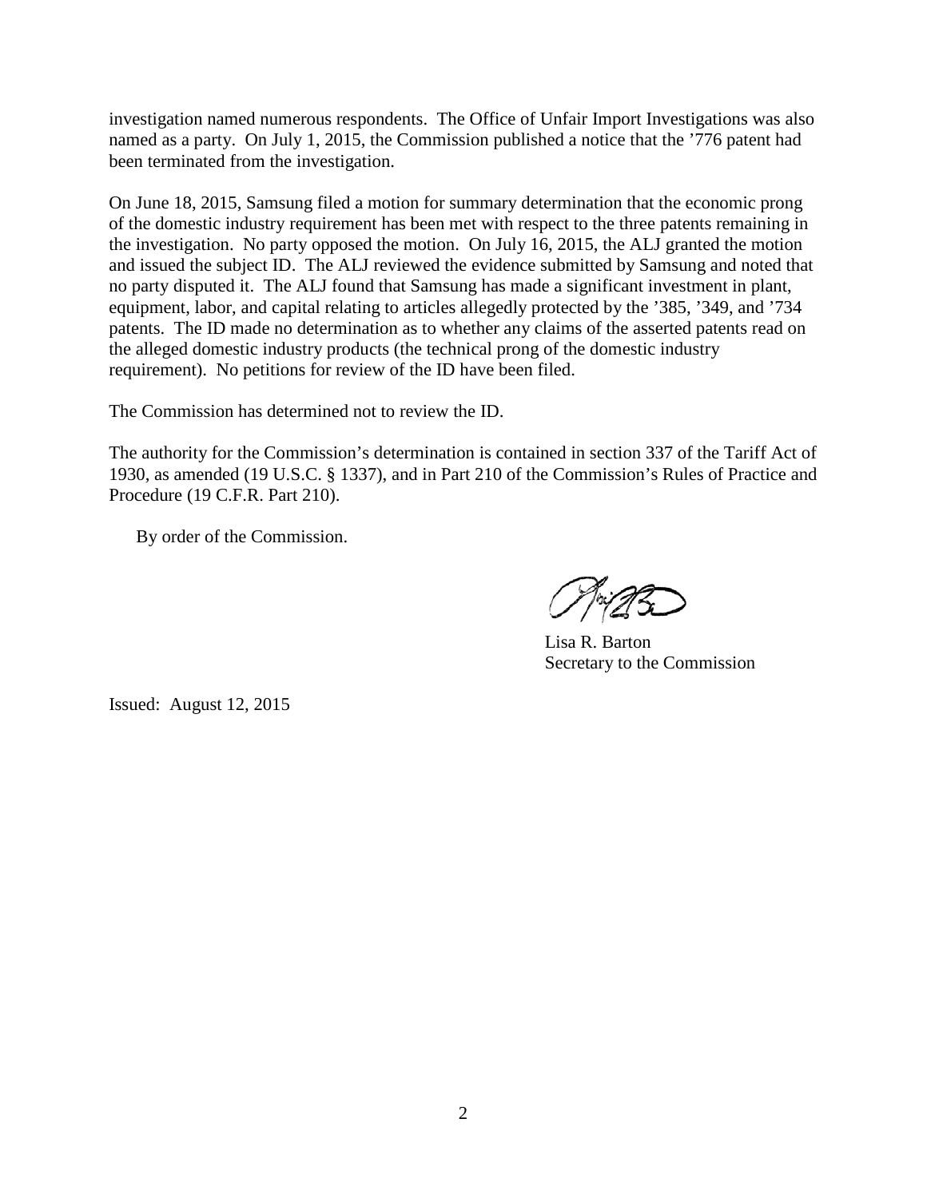investigation named numerous respondents. The Office of Unfair Import Investigations was also named as a party. On July 1, 2015, the Commission published a notice that the ’776 patent had been terminated from the investigation.

On June 18, 2015, Samsung filed a motion for summary determination that the economic prong of the domestic industry requirement has been met with respect to the three patents remaining in the investigation. No party opposed the motion. On July 16, 2015, the ALJ granted the motion and issued the subject ID. The ALJ reviewed the evidence submitted by Samsung and noted that no party disputed it. The ALJ found that Samsung has made a significant investment in plant, equipment, labor, and capital relating to articles allegedly protected by the ’385, ’349, and ’734 patents. The ID made no determination as to whether any claims of the asserted patents read on the alleged domestic industry products (the technical prong of the domestic industry requirement). No petitions for review of the ID have been filed.

The Commission has determined not to review the ID.

The authority for the Commission’s determination is contained in section 337 of the Tariff Act of 1930, as amended (19 U.S.C. § 1337), and in Part 210 of the Commission’s Rules of Practice and Procedure (19 C.F.R. Part 210).

By order of the Commission.

Lisa R. Barton
Secretary to the Commission

Issued: August 12, 2015